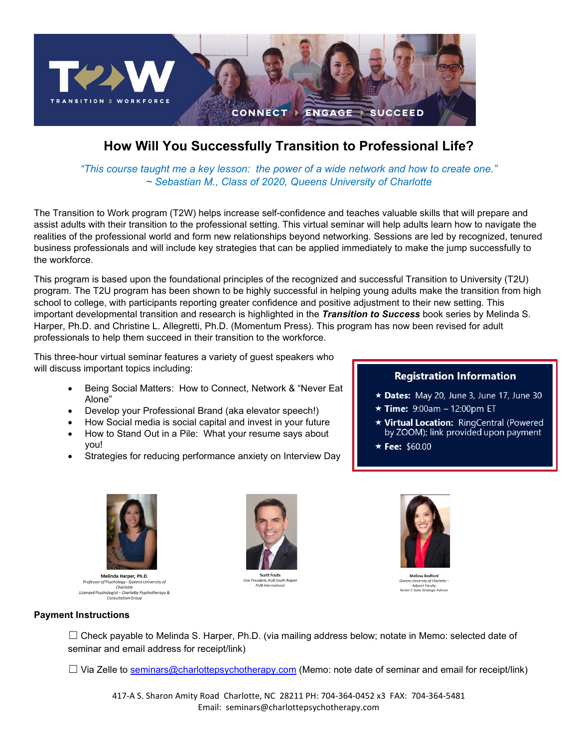T2W TRANSITION 2 WORKFORCE

CONNECT ▸ ENGAGE ▸ SUCCEED

# How Will You Successfully Transition to Professional Life?

*"This course taught me a key lesson: the power of a wide network and how to create one."*
*~ Sebastian M., Class of 2020, Queens University of Charlotte*

The Transition to Work program (T2W) helps increase self-confidence and teaches valuable skills that will prepare and assist adults with their transition to the professional setting. This virtual seminar will help adults learn how to navigate the realities of the professional world and form new relationships beyond networking. Sessions are led by recognized, tenured business professionals and will include key strategies that can be applied immediately to make the jump successfully to the workforce.

This program is based upon the foundational principles of the recognized and successful Transition to University (T2U) program. The T2U program has been shown to be highly successful in helping young adults make the transition from high school to college, with participants reporting greater confidence and positive adjustment to their new setting. This important developmental transition and research is highlighted in the ***Transition to Success*** book series by Melinda S. Harper, Ph.D. and Christine L. Allegretti, Ph.D. (Momentum Press). This program has now been revised for adult professionals to help them succeed in their transition to the workforce.

This three-hour virtual seminar features a variety of guest speakers who will discuss important topics including:

- Being Social Matters: How to Connect, Network & "Never Eat Alone"
- Develop your Professional Brand (aka elevator speech!)
- How Social media is social capital and invest in your future
- How to Stand Out in a Pile: What your resume says about you!
- Strategies for reducing performance anxiety on Interview Day

## Registration Information

- ★ **Dates:** May 20, June 3, June 17, June 30
- ★ **Time:** 9:00am – 12:00pm ET
- ★ **Virtual Location:** RingCentral (Powered by ZOOM); link provided upon payment
- ★ **Fee:** $60.00

**Melinda Harper, Ph.D.**
*Professor of Psychology - Queens University of Charlotte*
*Licensed Psychologist – Charlotte Psychotherapy & Consultation Group*

**Scott Fouts**
*Vice President, HUB South Region*
*HUB International*

**Melissa Bodford**
*Queens University of Charlotte – Adjunct Faculty*
*Senior C-Suite Strategic Advisor*

**Payment Instructions**

☐ Check payable to Melinda S. Harper, Ph.D. (via mailing address below; notate in Memo: selected date of seminar and email address for receipt/link)

☐ Via Zelle to seminars@charlottepsychotherapy.com (Memo: note date of seminar and email for receipt/link)

417-A S. Sharon Amity Road Charlotte, NC 28211 PH: 704-364-0452 x3 FAX: 704-364-5481
Email: seminars@charlottepsychotherapy.com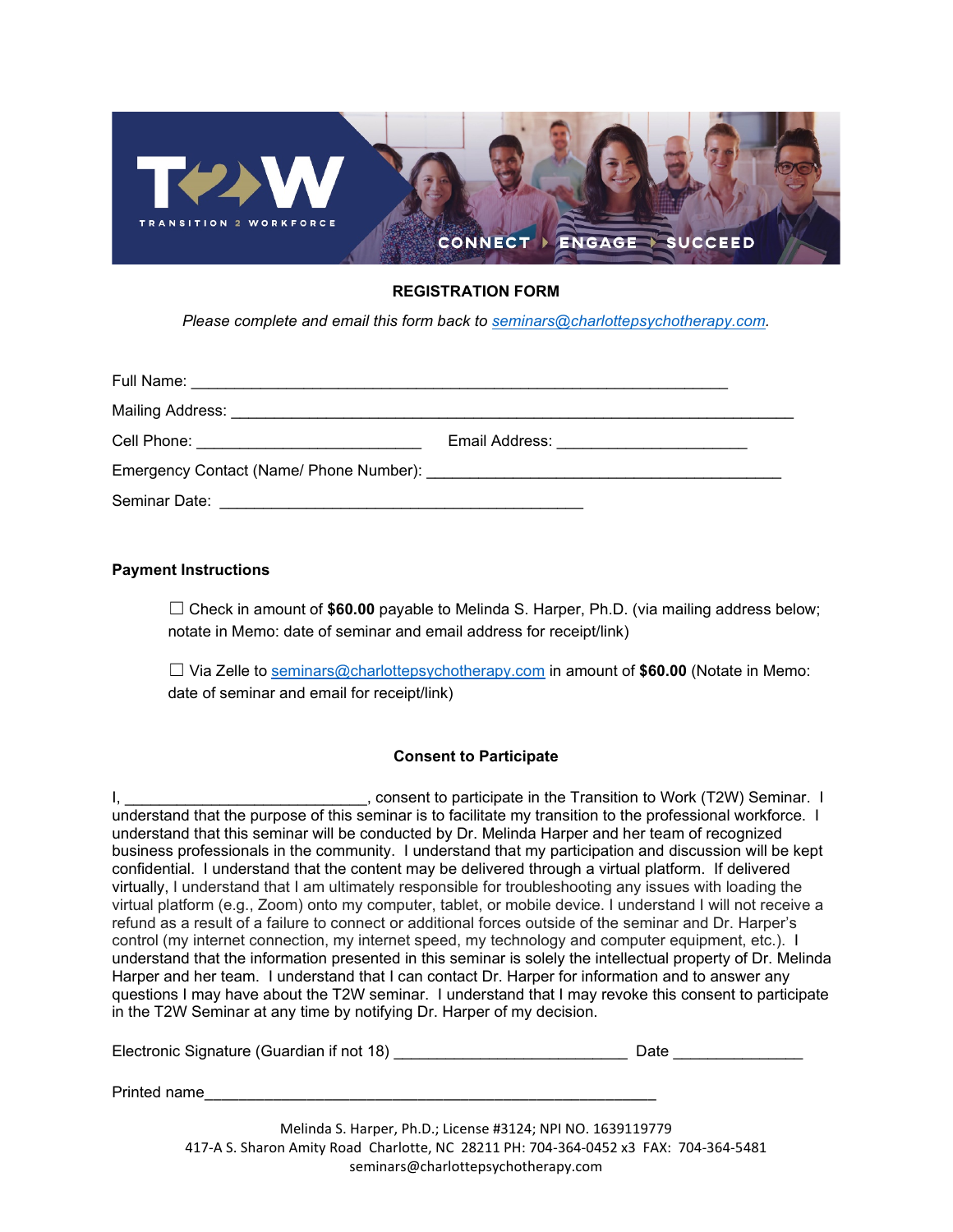T2W
TRANSITION 2 WORKFORCE

CONNECT ▸ ENGAGE ▸ SUCCEED

## REGISTRATION FORM

*Please complete and email this form back to seminars@charlottepsychotherapy.com.*

Full Name: ____________________________________________________________

Mailing Address: _________________________________________________________________

Cell Phone: _________________________ Email Address: _____________________

Emergency Contact (Name/ Phone Number): ________________________________________

Seminar Date: _________________________________________

### Payment Instructions

☐ Check in amount of **$60.00** payable to Melinda S. Harper, Ph.D. (via mailing address below; notate in Memo: date of seminar and email address for receipt/link)

☐ Via Zelle to seminars@charlottepsychotherapy.com in amount of **$60.00** (Notate in Memo: date of seminar and email for receipt/link)

### Consent to Participate

I, ___________________________, consent to participate in the Transition to Work (T2W) Seminar. I understand that the purpose of this seminar is to facilitate my transition to the professional workforce. I understand that this seminar will be conducted by Dr. Melinda Harper and her team of recognized business professionals in the community. I understand that my participation and discussion will be kept confidential. I understand that the content may be delivered through a virtual platform. If delivered virtually, I understand that I am ultimately responsible for troubleshooting any issues with loading the virtual platform (e.g., Zoom) onto my computer, tablet, or mobile device. I understand I will not receive a refund as a result of a failure to connect or additional forces outside of the seminar and Dr. Harper's control (my internet connection, my internet speed, my technology and computer equipment, etc.). I understand that the information presented in this seminar is solely the intellectual property of Dr. Melinda Harper and her team. I understand that I can contact Dr. Harper for information and to answer any questions I may have about the T2W seminar. I understand that I may revoke this consent to participate in the T2W Seminar at any time by notifying Dr. Harper of my decision.

Electronic Signature (Guardian if not 18) __________________________ Date ______________

Printed name__________________________________________________

Melinda S. Harper, Ph.D.; License #3124; NPI NO. 1639119779
417-A S. Sharon Amity Road Charlotte, NC 28211 PH: 704-364-0452 x3 FAX: 704-364-5481
seminars@charlottepsychotherapy.com